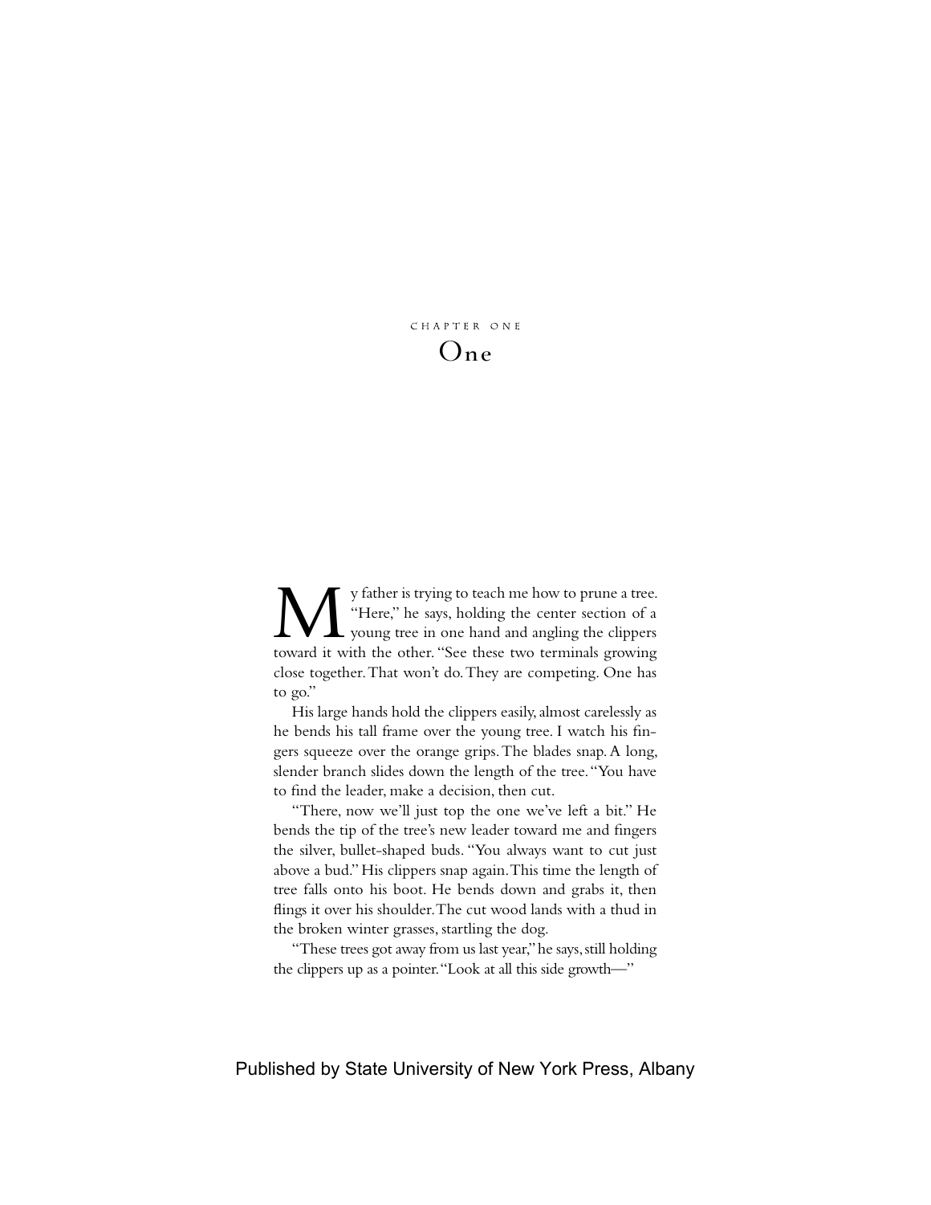CHAPTER ONE

# One

My father is trying to teach me how to prune a tree. "Here," he says, holding the center section of a young tree in one hand and angling the clippers toward it with the other. "See these two terminals growing close together. That won't do. They are competing. One has to go."

His large hands hold the clippers easily, almost carelessly as he bends his tall frame over the young tree. I watch his fingers squeeze over the orange grips. The blades snap. A long, slender branch slides down the length of the tree. "You have to find the leader, make a decision, then cut.

"There, now we'll just top the one we've left a bit." He bends the tip of the tree's new leader toward me and fingers the silver, bullet-shaped buds. "You always want to cut just above a bud." His clippers snap again. This time the length of tree falls onto his boot. He bends down and grabs it, then flings it over his shoulder. The cut wood lands with a thud in the broken winter grasses, startling the dog.

"These trees got away from us last year," he says, still holding the clippers up as a pointer. "Look at all this side growth—"

Published by State University of New York Press, Albany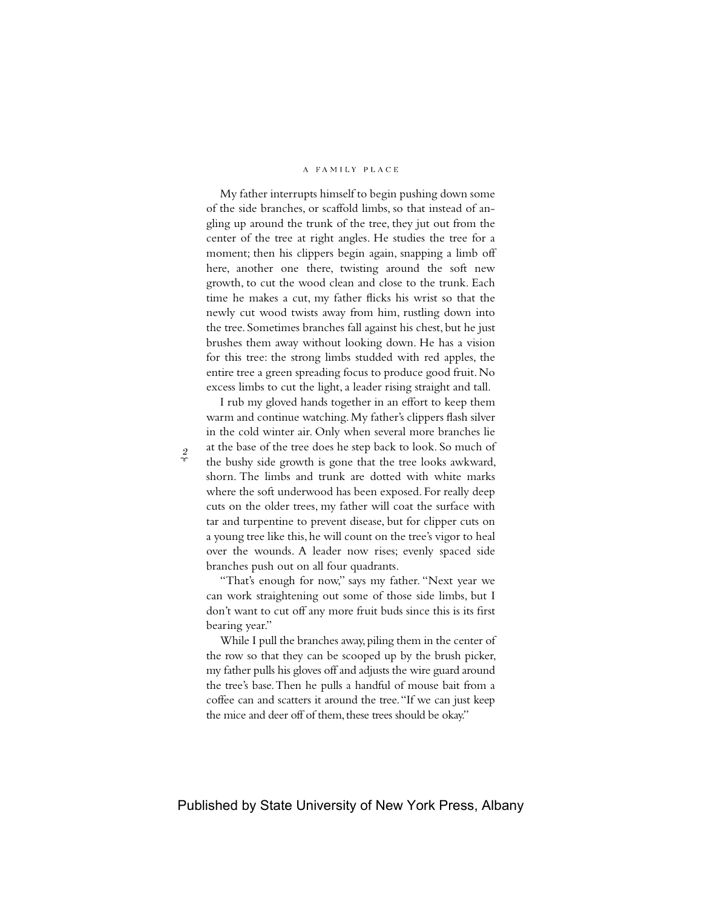My father interrupts himself to begin pushing down some of the side branches, or scaffold limbs, so that instead of angling up around the trunk of the tree, they jut out from the center of the tree at right angles. He studies the tree for a moment; then his clippers begin again, snapping a limb off here, another one there, twisting around the soft new growth, to cut the wood clean and close to the trunk. Each time he makes a cut, my father flicks his wrist so that the newly cut wood twists away from him, rustling down into the tree. Sometimes branches fall against his chest, but he just brushes them away without looking down. He has a vision for this tree: the strong limbs studded with red apples, the entire tree a green spreading focus to produce good fruit. No excess limbs to cut the light, a leader rising straight and tall.

I rub my gloved hands together in an effort to keep them warm and continue watching. My father's clippers flash silver in the cold winter air. Only when several more branches lie at the base of the tree does he step back to look. So much of the bushy side growth is gone that the tree looks awkward, shorn. The limbs and trunk are dotted with white marks where the soft underwood has been exposed. For really deep cuts on the older trees, my father will coat the surface with tar and turpentine to prevent disease, but for clipper cuts on a young tree like this, he will count on the tree's vigor to heal over the wounds. A leader now rises; evenly spaced side branches push out on all four quadrants.

"That's enough for now," says my father. "Next year we can work straightening out some of those side limbs, but I don't want to cut off any more fruit buds since this is its first bearing year."

While I pull the branches away, piling them in the center of the row so that they can be scooped up by the brush picker, my father pulls his gloves off and adjusts the wire guard around the tree's base. Then he pulls a handful of mouse bait from a coffee can and scatters it around the tree. "If we can just keep the mice and deer off of them, these trees should be okay."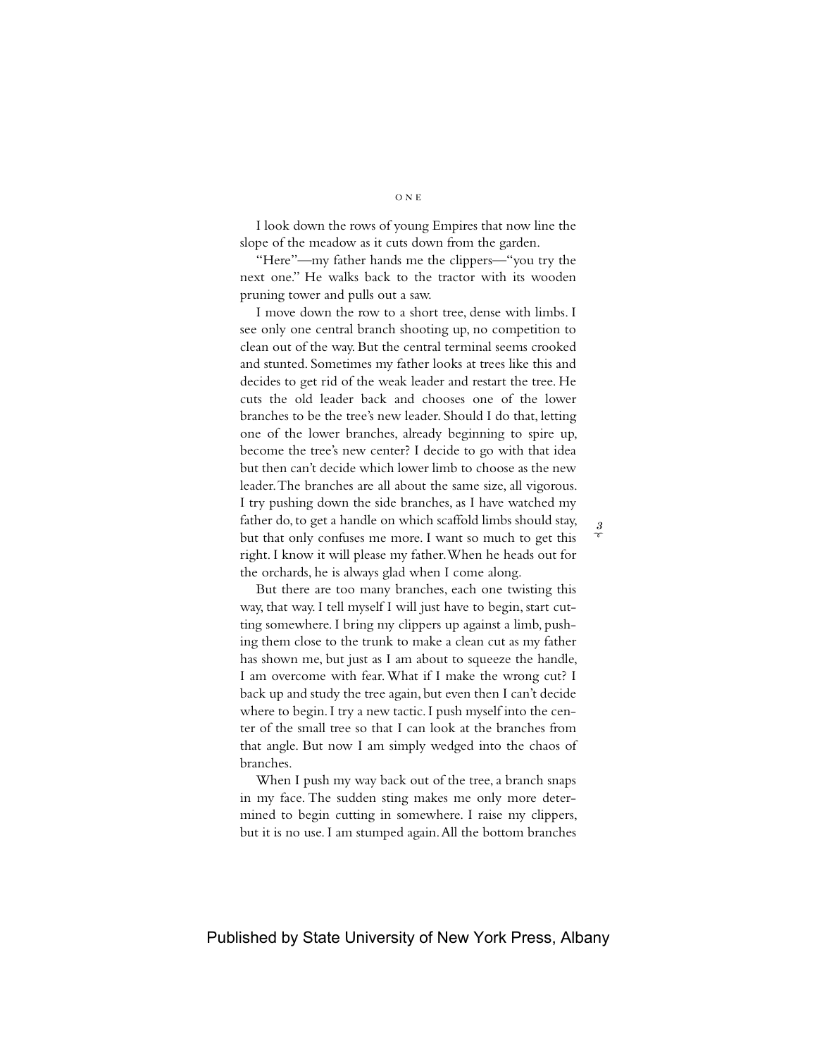# ONE

I look down the rows of young Empires that now line the slope of the meadow as it cuts down from the garden.

"Here"—my father hands me the clippers—"you try the next one." He walks back to the tractor with its wooden pruning tower and pulls out a saw.

I move down the row to a short tree, dense with limbs. I see only one central branch shooting up, no competition to clean out of the way. But the central terminal seems crooked and stunted. Sometimes my father looks at trees like this and decides to get rid of the weak leader and restart the tree. He cuts the old leader back and chooses one of the lower branches to be the tree's new leader. Should I do that, letting one of the lower branches, already beginning to spire up, become the tree's new center? I decide to go with that idea but then can't decide which lower limb to choose as the new leader. The branches are all about the same size, all vigorous. I try pushing down the side branches, as I have watched my father do, to get a handle on which scaffold limbs should stay, but that only confuses me more. I want so much to get this right. I know it will please my father. When he heads out for the orchards, he is always glad when I come along.

But there are too many branches, each one twisting this way, that way. I tell myself I will just have to begin, start cutting somewhere. I bring my clippers up against a limb, pushing them close to the trunk to make a clean cut as my father has shown me, but just as I am about to squeeze the handle, I am overcome with fear. What if I make the wrong cut? I back up and study the tree again, but even then I can't decide where to begin. I try a new tactic. I push myself into the center of the small tree so that I can look at the branches from that angle. But now I am simply wedged into the chaos of branches.

When I push my way back out of the tree, a branch snaps in my face. The sudden sting makes me only more determined to begin cutting in somewhere. I raise my clippers, but it is no use. I am stumped again. All the bottom branches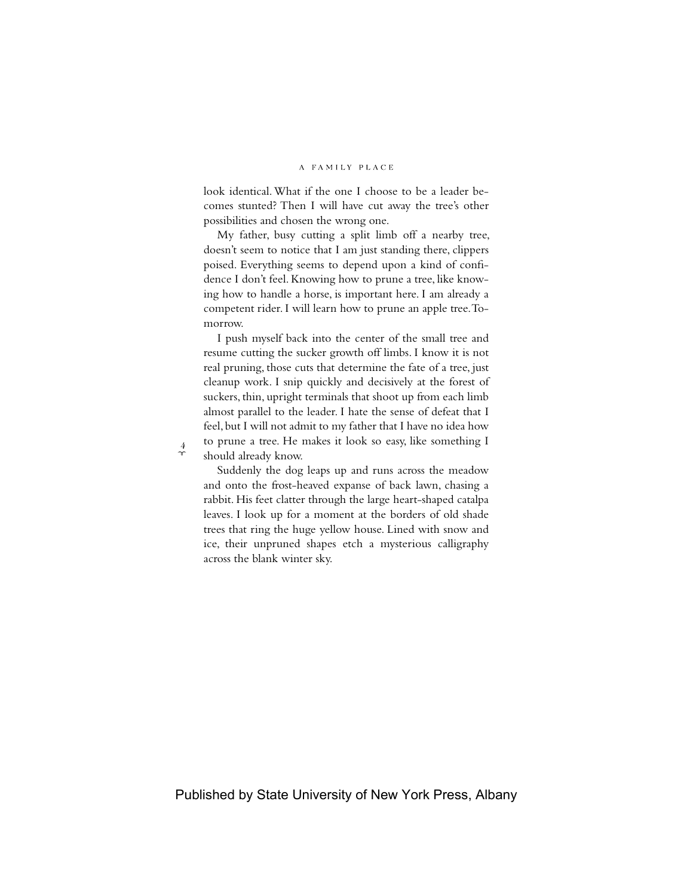look identical. What if the one I choose to be a leader becomes stunted? Then I will have cut away the tree's other possibilities and chosen the wrong one.

My father, busy cutting a split limb off a nearby tree, doesn't seem to notice that I am just standing there, clippers poised. Everything seems to depend upon a kind of confidence I don't feel. Knowing how to prune a tree, like knowing how to handle a horse, is important here. I am already a competent rider. I will learn how to prune an apple tree. Tomorrow.

I push myself back into the center of the small tree and resume cutting the sucker growth off limbs. I know it is not real pruning, those cuts that determine the fate of a tree, just cleanup work. I snip quickly and decisively at the forest of suckers, thin, upright terminals that shoot up from each limb almost parallel to the leader. I hate the sense of defeat that I feel, but I will not admit to my father that I have no idea how to prune a tree. He makes it look so easy, like something I should already know.

Suddenly the dog leaps up and runs across the meadow and onto the frost-heaved expanse of back lawn, chasing a rabbit. His feet clatter through the large heart-shaped catalpa leaves. I look up for a moment at the borders of old shade trees that ring the huge yellow house. Lined with snow and ice, their unpruned shapes etch a mysterious calligraphy across the blank winter sky.